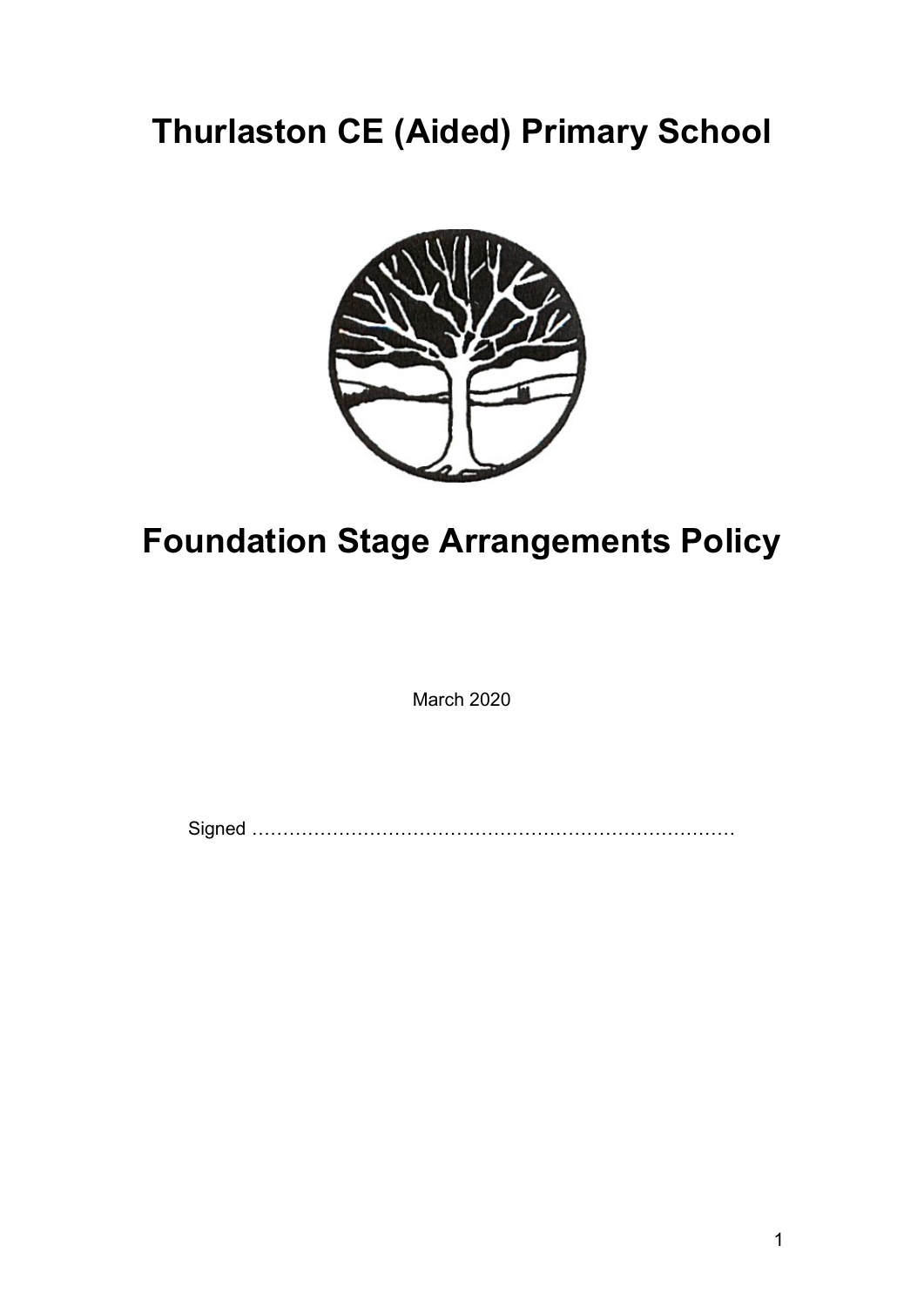# Thurlaston CE (Aided) Primary School

# Foundation Stage Arrangements Policy

March 2020

Signed ……………………………………………………………………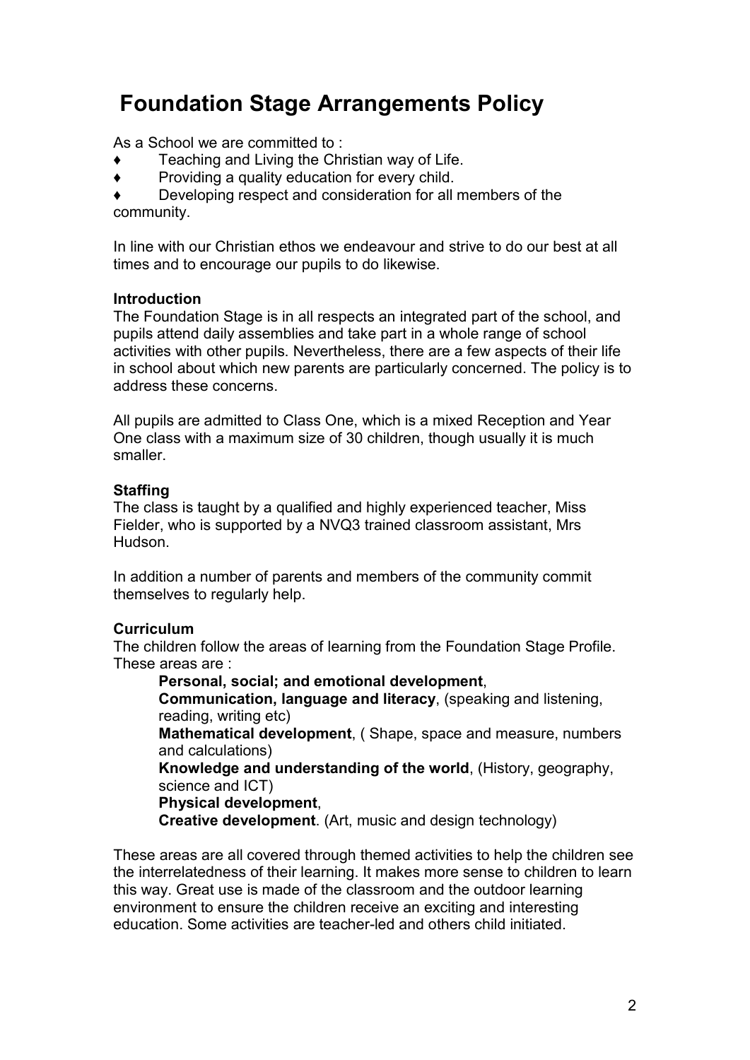# Foundation Stage Arrangements Policy

As a School we are committed to :

- ♦ Teaching and Living the Christian way of Life.
- ♦ Providing a quality education for every child.
- ♦ Developing respect and consideration for all members of the community.

In line with our Christian ethos we endeavour and strive to do our best at all times and to encourage our pupils to do likewise.

**Introduction**

The Foundation Stage is in all respects an integrated part of the school, and pupils attend daily assemblies and take part in a whole range of school activities with other pupils. Nevertheless, there are a few aspects of their life in school about which new parents are particularly concerned. The policy is to address these concerns.

All pupils are admitted to Class One, which is a mixed Reception and Year One class with a maximum size of 30 children, though usually it is much smaller.

**Staffing**

The class is taught by a qualified and highly experienced teacher, Miss Fielder, who is supported by a NVQ3 trained classroom assistant, Mrs Hudson.

In addition a number of parents and members of the community commit themselves to regularly help.

**Curriculum**

The children follow the areas of learning from the Foundation Stage Profile. These areas are :

**Personal, social; and emotional development**,
**Communication, language and literacy**, (speaking and listening, reading, writing etc)
**Mathematical development**, ( Shape, space and measure, numbers and calculations)
**Knowledge and understanding of the world**, (History, geography, science and ICT)
**Physical development**,
**Creative development**. (Art, music and design technology)

These areas are all covered through themed activities to help the children see the interrelatedness of their learning. It makes more sense to children to learn this way. Great use is made of the classroom and the outdoor learning environment to ensure the children receive an exciting and interesting education. Some activities are teacher-led and others child initiated.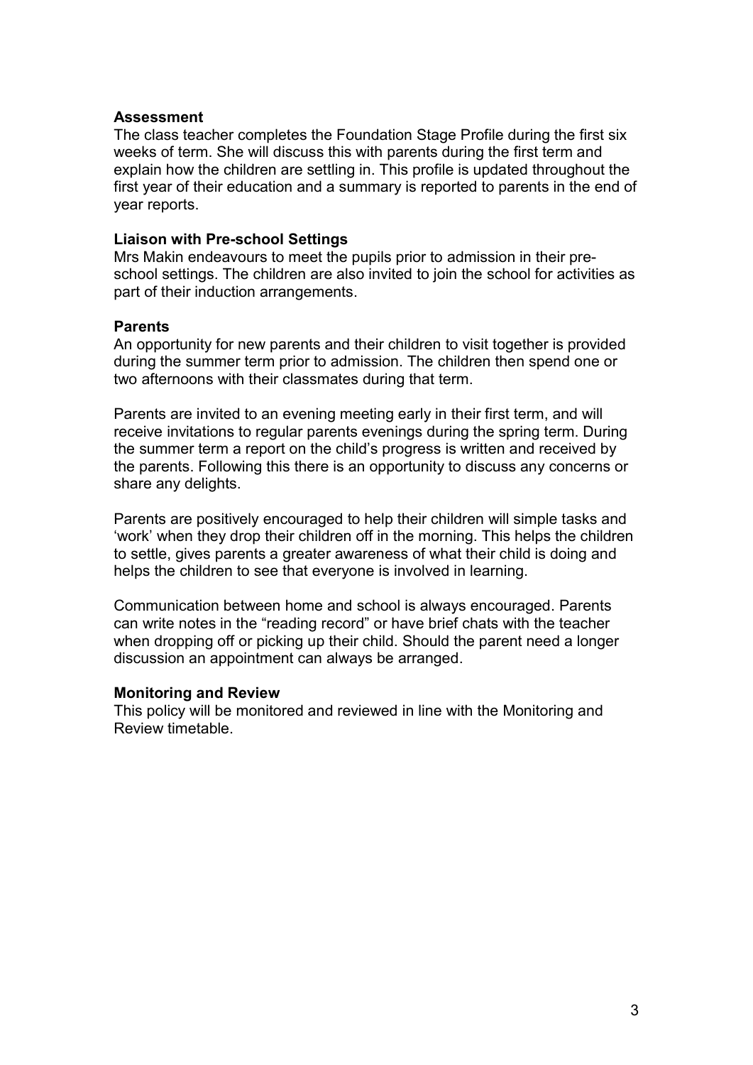**Assessment**

The class teacher completes the Foundation Stage Profile during the first six weeks of term. She will discuss this with parents during the first term and explain how the children are settling in. This profile is updated throughout the first year of their education and a summary is reported to parents in the end of year reports.

**Liaison with Pre-school Settings**

Mrs Makin endeavours to meet the pupils prior to admission in their pre-school settings. The children are also invited to join the school for activities as part of their induction arrangements.

**Parents**

An opportunity for new parents and their children to visit together is provided during the summer term prior to admission. The children then spend one or two afternoons with their classmates during that term.

Parents are invited to an evening meeting early in their first term, and will receive invitations to regular parents evenings during the spring term. During the summer term a report on the child's progress is written and received by the parents. Following this there is an opportunity to discuss any concerns or share any delights.

Parents are positively encouraged to help their children will simple tasks and 'work' when they drop their children off in the morning. This helps the children to settle, gives parents a greater awareness of what their child is doing and helps the children to see that everyone is involved in learning.

Communication between home and school is always encouraged. Parents can write notes in the "reading record" or have brief chats with the teacher when dropping off or picking up their child. Should the parent need a longer discussion an appointment can always be arranged.

**Monitoring and Review**

This policy will be monitored and reviewed in line with the Monitoring and Review timetable.